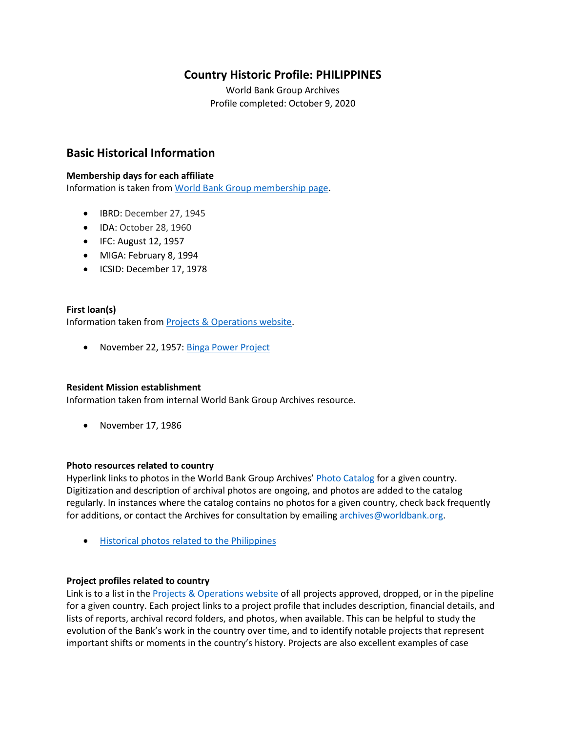# Country Historic Profile: PHILIPPINES

World Bank Group Archives
Profile completed: October 9, 2020

## Basic Historical Information

**Membership days for each affiliate**
Information is taken from World Bank Group membership page.

- IBRD: December 27, 1945
- IDA: October 28, 1960
- IFC: August 12, 1957
- MIGA: February 8, 1994
- ICSID: December 17, 1978

**First loan(s)**
Information taken from Projects & Operations website.

- November 22, 1957: Binga Power Project

**Resident Mission establishment**
Information taken from internal World Bank Group Archives resource.

- November 17, 1986

**Photo resources related to country**
Hyperlink links to photos in the World Bank Group Archives' Photo Catalog for a given country. Digitization and description of archival photos are ongoing, and photos are added to the catalog regularly. In instances where the catalog contains no photos for a given country, check back frequently for additions, or contact the Archives for consultation by emailing archives@worldbank.org.

- Historical photos related to the Philippines

**Project profiles related to country**
Link is to a list in the Projects & Operations website of all projects approved, dropped, or in the pipeline for a given country. Each project links to a project profile that includes description, financial details, and lists of reports, archival record folders, and photos, when available. This can be helpful to study the evolution of the Bank's work in the country over time, and to identify notable projects that represent important shifts or moments in the country's history. Projects are also excellent examples of case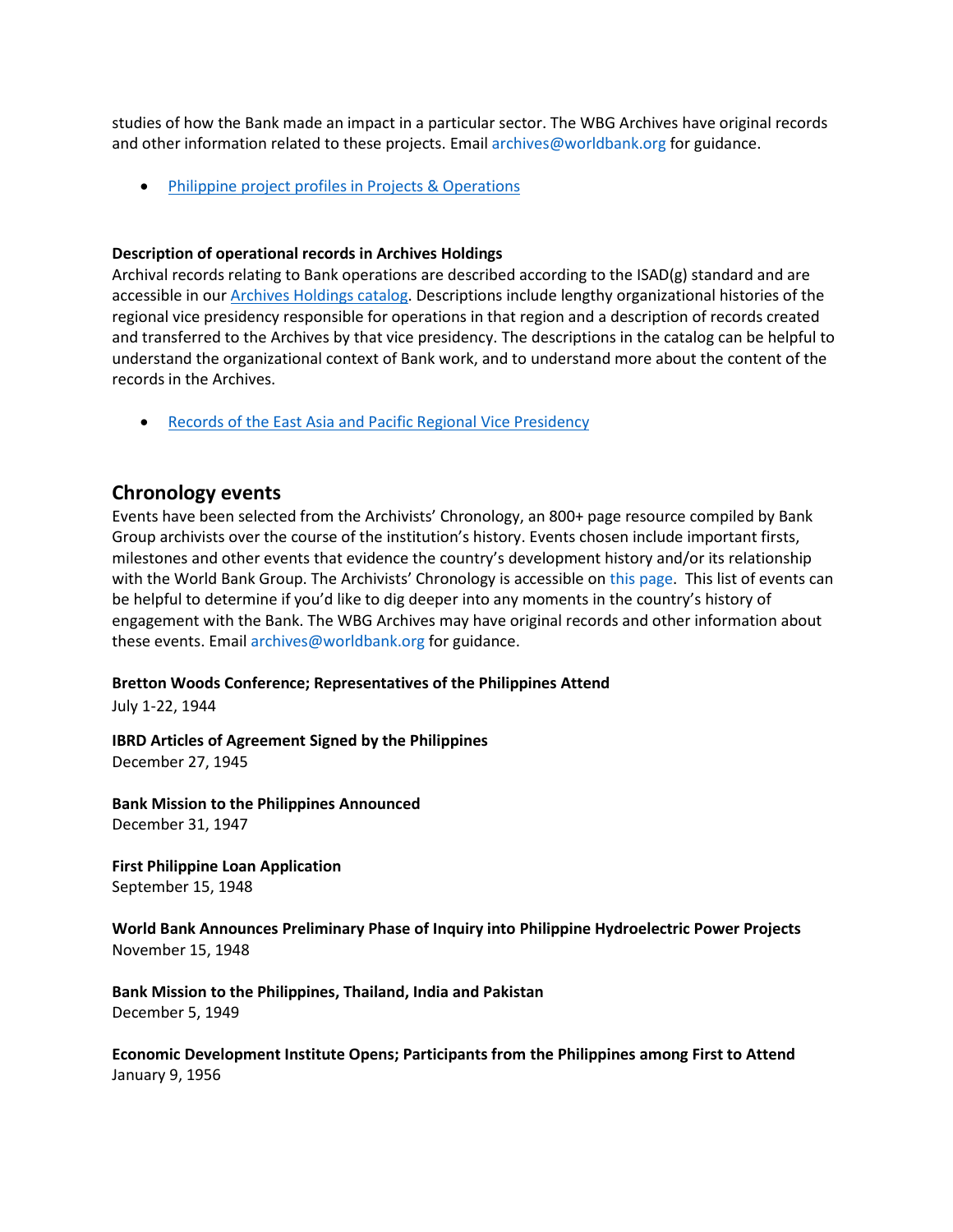studies of how the Bank made an impact in a particular sector. The WBG Archives have original records and other information related to these projects. Email archives@worldbank.org for guidance.

- Philippine project profiles in Projects & Operations

**Description of operational records in Archives Holdings**
Archival records relating to Bank operations are described according to the ISAD(g) standard and are accessible in our Archives Holdings catalog. Descriptions include lengthy organizational histories of the regional vice presidency responsible for operations in that region and a description of records created and transferred to the Archives by that vice presidency. The descriptions in the catalog can be helpful to understand the organizational context of Bank work, and to understand more about the content of the records in the Archives.

- Records of the East Asia and Pacific Regional Vice Presidency

## Chronology events

Events have been selected from the Archivists' Chronology, an 800+ page resource compiled by Bank Group archivists over the course of the institution's history. Events chosen include important firsts, milestones and other events that evidence the country's development history and/or its relationship with the World Bank Group. The Archivists' Chronology is accessible on this page. This list of events can be helpful to determine if you'd like to dig deeper into any moments in the country's history of engagement with the Bank. The WBG Archives may have original records and other information about these events. Email archives@worldbank.org for guidance.

**Bretton Woods Conference; Representatives of the Philippines Attend**
July 1-22, 1944

**IBRD Articles of Agreement Signed by the Philippines**
December 27, 1945

**Bank Mission to the Philippines Announced**
December 31, 1947

**First Philippine Loan Application**
September 15, 1948

**World Bank Announces Preliminary Phase of Inquiry into Philippine Hydroelectric Power Projects**
November 15, 1948

**Bank Mission to the Philippines, Thailand, India and Pakistan**
December 5, 1949

**Economic Development Institute Opens; Participants from the Philippines among First to Attend**
January 9, 1956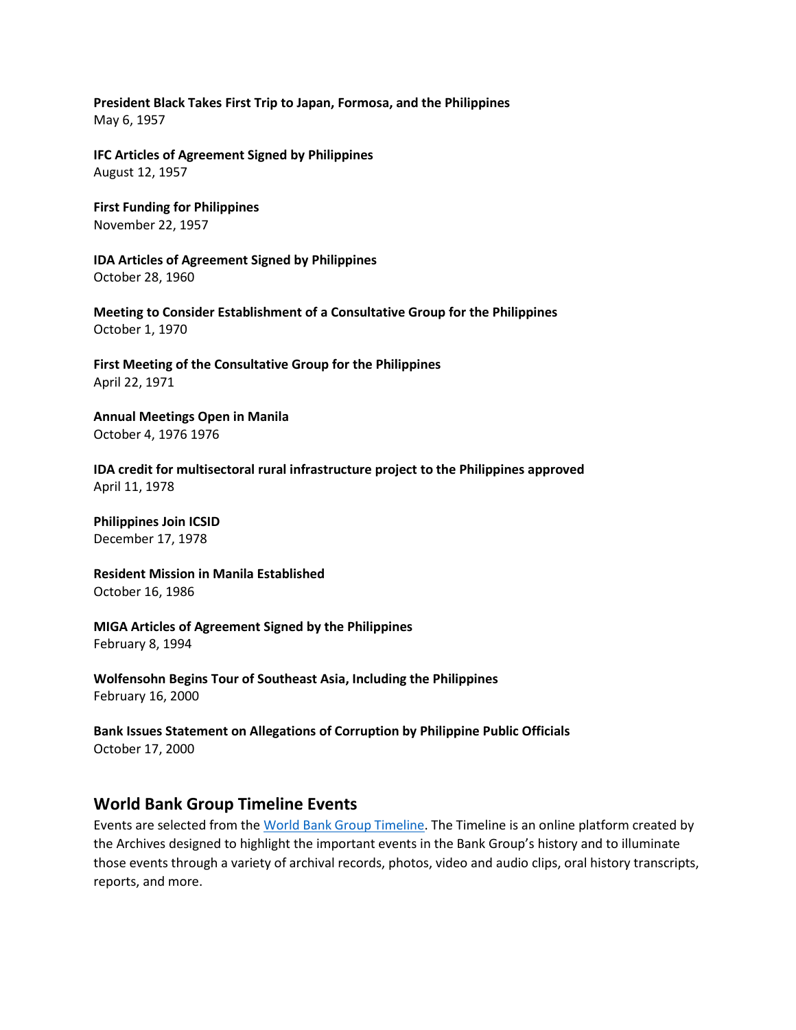**President Black Takes First Trip to Japan, Formosa, and the Philippines**
May 6, 1957

**IFC Articles of Agreement Signed by Philippines**
August 12, 1957

**First Funding for Philippines**
November 22, 1957

**IDA Articles of Agreement Signed by Philippines**
October 28, 1960

**Meeting to Consider Establishment of a Consultative Group for the Philippines**
October 1, 1970

**First Meeting of the Consultative Group for the Philippines**
April 22, 1971

**Annual Meetings Open in Manila**
October 4, 1976 1976

**IDA credit for multisectoral rural infrastructure project to the Philippines approved**
April 11, 1978

**Philippines Join ICSID**
December 17, 1978

**Resident Mission in Manila Established**
October 16, 1986

**MIGA Articles of Agreement Signed by the Philippines**
February 8, 1994

**Wolfensohn Begins Tour of Southeast Asia, Including the Philippines**
February 16, 2000

**Bank Issues Statement on Allegations of Corruption by Philippine Public Officials**
October 17, 2000

## World Bank Group Timeline Events

Events are selected from the World Bank Group Timeline. The Timeline is an online platform created by the Archives designed to highlight the important events in the Bank Group's history and to illuminate those events through a variety of archival records, photos, video and audio clips, oral history transcripts, reports, and more.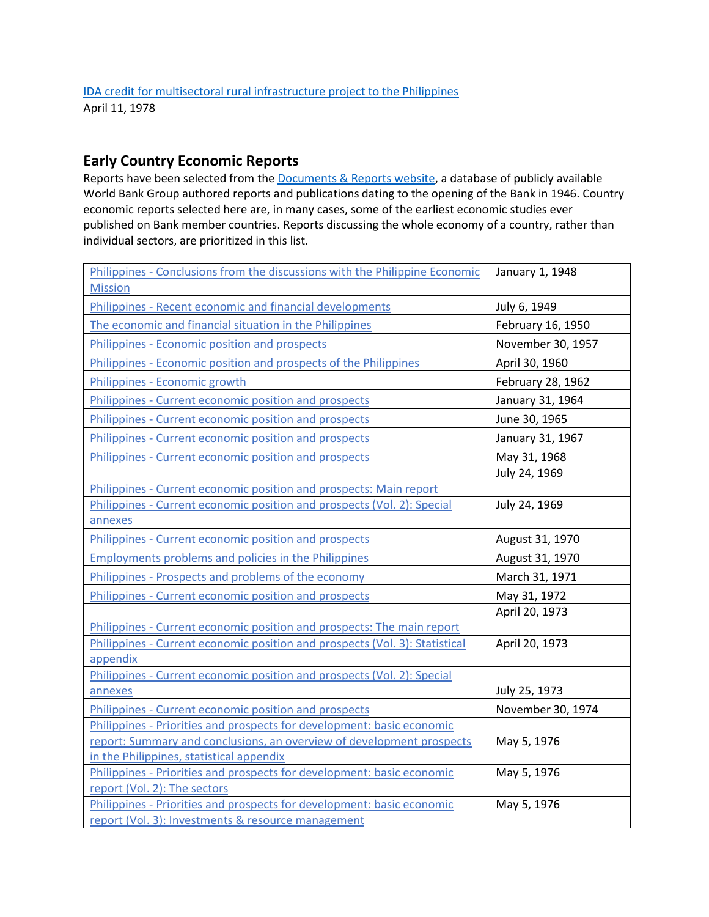IDA credit for multisectoral rural infrastructure project to the Philippines
April 11, 1978

## Early Country Economic Reports

Reports have been selected from the Documents & Reports website, a database of publicly available World Bank Group authored reports and publications dating to the opening of the Bank in 1946. Country economic reports selected here are, in many cases, some of the earliest economic studies ever published on Bank member countries. Reports discussing the whole economy of a country, rather than individual sectors, are prioritized in this list.

| | |
|---|---|
| Philippines - Conclusions from the discussions with the Philippine Economic Mission | January 1, 1948 |
| Philippines - Recent economic and financial developments | July 6, 1949 |
| The economic and financial situation in the Philippines | February 16, 1950 |
| Philippines - Economic position and prospects | November 30, 1957 |
| Philippines - Economic position and prospects of the Philippines | April 30, 1960 |
| Philippines - Economic growth | February 28, 1962 |
| Philippines - Current economic position and prospects | January 31, 1964 |
| Philippines - Current economic position and prospects | June 30, 1965 |
| Philippines - Current economic position and prospects | January 31, 1967 |
| Philippines - Current economic position and prospects | May 31, 1968 |
| Philippines - Current economic position and prospects: Main report | July 24, 1969 |
| Philippines - Current economic position and prospects (Vol. 2): Special annexes | July 24, 1969 |
| Philippines - Current economic position and prospects | August 31, 1970 |
| Employments problems and policies in the Philippines | August 31, 1970 |
| Philippines - Prospects and problems of the economy | March 31, 1971 |
| Philippines - Current economic position and prospects | May 31, 1972 |
| Philippines - Current economic position and prospects: The main report | April 20, 1973 |
| Philippines - Current economic position and prospects (Vol. 3): Statistical appendix | April 20, 1973 |
| Philippines - Current economic position and prospects (Vol. 2): Special annexes | July 25, 1973 |
| Philippines - Current economic position and prospects | November 30, 1974 |
| Philippines - Priorities and prospects for development: basic economic report: Summary and conclusions, an overview of development prospects in the Philippines, statistical appendix | May 5, 1976 |
| Philippines - Priorities and prospects for development: basic economic report (Vol. 2): The sectors | May 5, 1976 |
| Philippines - Priorities and prospects for development: basic economic report (Vol. 3): Investments & resource management | May 5, 1976 |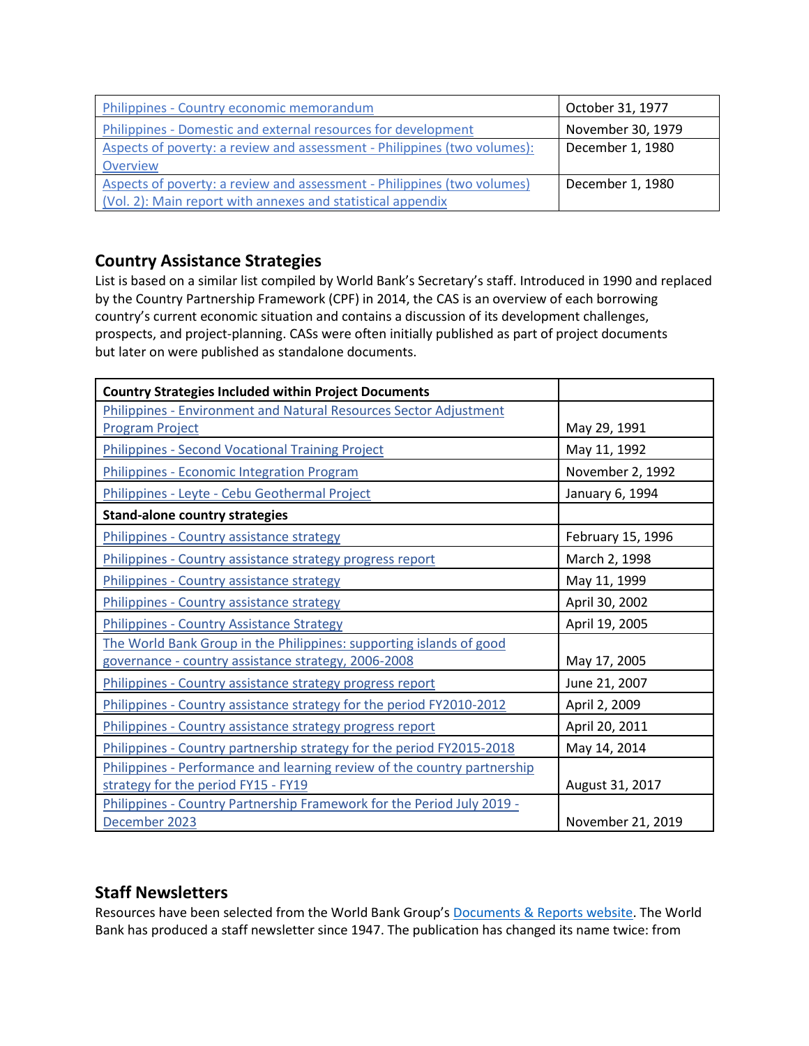| | |
|---|---|
| Philippines - Country economic memorandum | October 31, 1977 |
| Philippines - Domestic and external resources for development | November 30, 1979 |
| Aspects of poverty: a review and assessment - Philippines (two volumes): Overview | December 1, 1980 |
| Aspects of poverty: a review and assessment - Philippines (two volumes) (Vol. 2): Main report with annexes and statistical appendix | December 1, 1980 |

## Country Assistance Strategies

List is based on a similar list compiled by World Bank's Secretary's staff. Introduced in 1990 and replaced by the Country Partnership Framework (CPF) in 2014, the CAS is an overview of each borrowing country's current economic situation and contains a discussion of its development challenges, prospects, and project-planning. CASs were often initially published as part of project documents but later on were published as standalone documents.

| **Country Strategies Included within Project Documents** | |
|---|---|
| Philippines - Environment and Natural Resources Sector Adjustment Program Project | May 29, 1991 |
| Philippines - Second Vocational Training Project | May 11, 1992 |
| Philippines - Economic Integration Program | November 2, 1992 |
| Philippines - Leyte - Cebu Geothermal Project | January 6, 1994 |
| **Stand-alone country strategies** | |
| Philippines - Country assistance strategy | February 15, 1996 |
| Philippines - Country assistance strategy progress report | March 2, 1998 |
| Philippines - Country assistance strategy | May 11, 1999 |
| Philippines - Country assistance strategy | April 30, 2002 |
| Philippines - Country Assistance Strategy | April 19, 2005 |
| The World Bank Group in the Philippines: supporting islands of good governance - country assistance strategy, 2006-2008 | May 17, 2005 |
| Philippines - Country assistance strategy progress report | June 21, 2007 |
| Philippines - Country assistance strategy for the period FY2010-2012 | April 2, 2009 |
| Philippines - Country assistance strategy progress report | April 20, 2011 |
| Philippines - Country partnership strategy for the period FY2015-2018 | May 14, 2014 |
| Philippines - Performance and learning review of the country partnership strategy for the period FY15 - FY19 | August 31, 2017 |
| Philippines - Country Partnership Framework for the Period July 2019 - December 2023 | November 21, 2019 |

## Staff Newsletters

Resources have been selected from the World Bank Group's Documents & Reports website. The World Bank has produced a staff newsletter since 1947. The publication has changed its name twice: from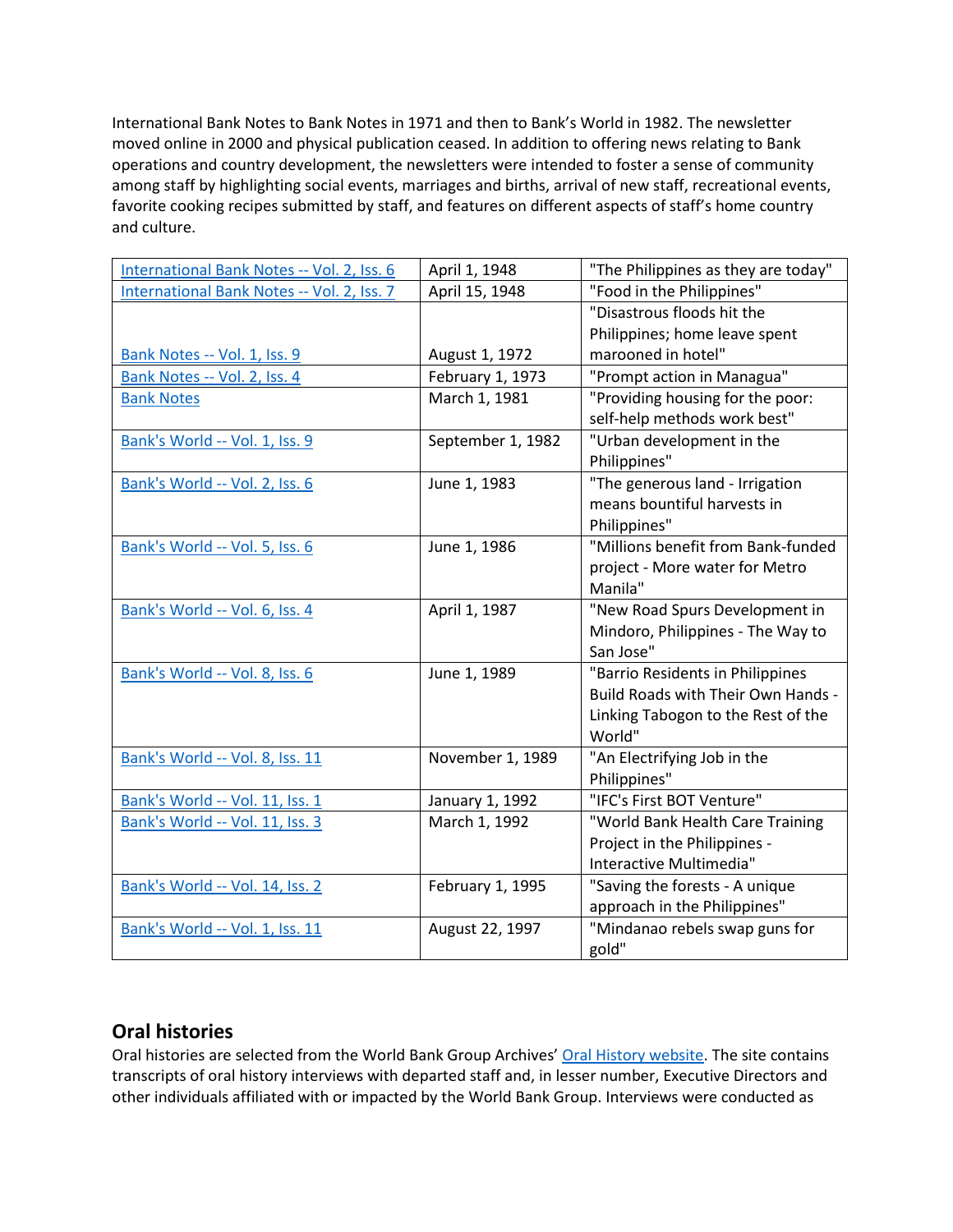International Bank Notes to Bank Notes in 1971 and then to Bank's World in 1982. The newsletter moved online in 2000 and physical publication ceased. In addition to offering news relating to Bank operations and country development, the newsletters were intended to foster a sense of community among staff by highlighting social events, marriages and births, arrival of new staff, recreational events, favorite cooking recipes submitted by staff, and features on different aspects of staff's home country and culture.

| | | |
|---|---|---|
| International Bank Notes -- Vol. 2, Iss. 6 | April 1, 1948 | "The Philippines as they are today" |
| International Bank Notes -- Vol. 2, Iss. 7 | April 15, 1948 | "Food in the Philippines" |
| Bank Notes -- Vol. 1, Iss. 9 | August 1, 1972 | "Disastrous floods hit the Philippines; home leave spent marooned in hotel" |
| Bank Notes -- Vol. 2, Iss. 4 | February 1, 1973 | "Prompt action in Managua" |
| Bank Notes | March 1, 1981 | "Providing housing for the poor: self-help methods work best" |
| Bank's World -- Vol. 1, Iss. 9 | September 1, 1982 | "Urban development in the Philippines" |
| Bank's World -- Vol. 2, Iss. 6 | June 1, 1983 | "The generous land - Irrigation means bountiful harvests in Philippines" |
| Bank's World -- Vol. 5, Iss. 6 | June 1, 1986 | "Millions benefit from Bank-funded project - More water for Metro Manila" |
| Bank's World -- Vol. 6, Iss. 4 | April 1, 1987 | "New Road Spurs Development in Mindoro, Philippines - The Way to San Jose" |
| Bank's World -- Vol. 8, Iss. 6 | June 1, 1989 | "Barrio Residents in Philippines Build Roads with Their Own Hands - Linking Tabogon to the Rest of the World" |
| Bank's World -- Vol. 8, Iss. 11 | November 1, 1989 | "An Electrifying Job in the Philippines" |
| Bank's World -- Vol. 11, Iss. 1 | January 1, 1992 | "IFC's First BOT Venture" |
| Bank's World -- Vol. 11, Iss. 3 | March 1, 1992 | "World Bank Health Care Training Project in the Philippines - Interactive Multimedia" |
| Bank's World -- Vol. 14, Iss. 2 | February 1, 1995 | "Saving the forests - A unique approach in the Philippines" |
| Bank's World -- Vol. 1, Iss. 11 | August 22, 1997 | "Mindanao rebels swap guns for gold" |

## Oral histories

Oral histories are selected from the World Bank Group Archives' Oral History website. The site contains transcripts of oral history interviews with departed staff and, in lesser number, Executive Directors and other individuals affiliated with or impacted by the World Bank Group. Interviews were conducted as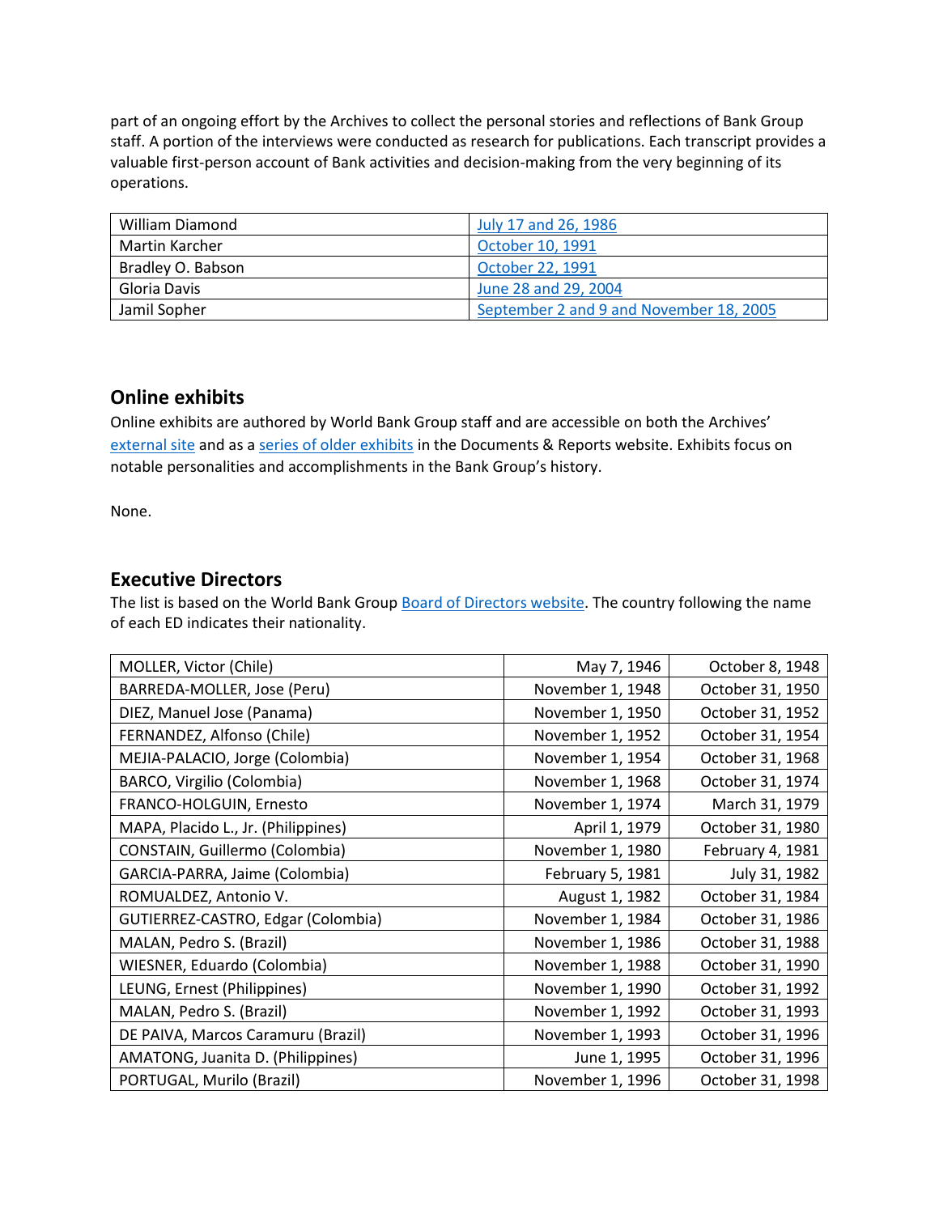part of an ongoing effort by the Archives to collect the personal stories and reflections of Bank Group staff. A portion of the interviews were conducted as research for publications. Each transcript provides a valuable first-person account of Bank activities and decision-making from the very beginning of its operations.

| | |
|---|---|
| William Diamond | July 17 and 26, 1986 |
| Martin Karcher | October 10, 1991 |
| Bradley O. Babson | October 22, 1991 |
| Gloria Davis | June 28 and 29, 2004 |
| Jamil Sopher | September 2 and 9 and November 18, 2005 |

## Online exhibits

Online exhibits are authored by World Bank Group staff and are accessible on both the Archives' external site and as a series of older exhibits in the Documents & Reports website. Exhibits focus on notable personalities and accomplishments in the Bank Group's history.

None.

## Executive Directors

The list is based on the World Bank Group Board of Directors website. The country following the name of each ED indicates their nationality.

| | | |
|---|---|---|
| MOLLER, Victor (Chile) | May 7, 1946 | October 8, 1948 |
| BARREDA-MOLLER, Jose (Peru) | November 1, 1948 | October 31, 1950 |
| DIEZ, Manuel Jose (Panama) | November 1, 1950 | October 31, 1952 |
| FERNANDEZ, Alfonso (Chile) | November 1, 1952 | October 31, 1954 |
| MEJIA-PALACIO, Jorge (Colombia) | November 1, 1954 | October 31, 1968 |
| BARCO, Virgilio (Colombia) | November 1, 1968 | October 31, 1974 |
| FRANCO-HOLGUIN, Ernesto | November 1, 1974 | March 31, 1979 |
| MAPA, Placido L., Jr. (Philippines) | April 1, 1979 | October 31, 1980 |
| CONSTAIN, Guillermo (Colombia) | November 1, 1980 | February 4, 1981 |
| GARCIA-PARRA, Jaime (Colombia) | February 5, 1981 | July 31, 1982 |
| ROMUALDEZ, Antonio V. | August 1, 1982 | October 31, 1984 |
| GUTIERREZ-CASTRO, Edgar (Colombia) | November 1, 1984 | October 31, 1986 |
| MALAN, Pedro S. (Brazil) | November 1, 1986 | October 31, 1988 |
| WIESNER, Eduardo (Colombia) | November 1, 1988 | October 31, 1990 |
| LEUNG, Ernest (Philippines) | November 1, 1990 | October 31, 1992 |
| MALAN, Pedro S. (Brazil) | November 1, 1992 | October 31, 1993 |
| DE PAIVA, Marcos Caramuru (Brazil) | November 1, 1993 | October 31, 1996 |
| AMATONG, Juanita D. (Philippines) | June 1, 1995 | October 31, 1996 |
| PORTUGAL, Murilo (Brazil) | November 1, 1996 | October 31, 1998 |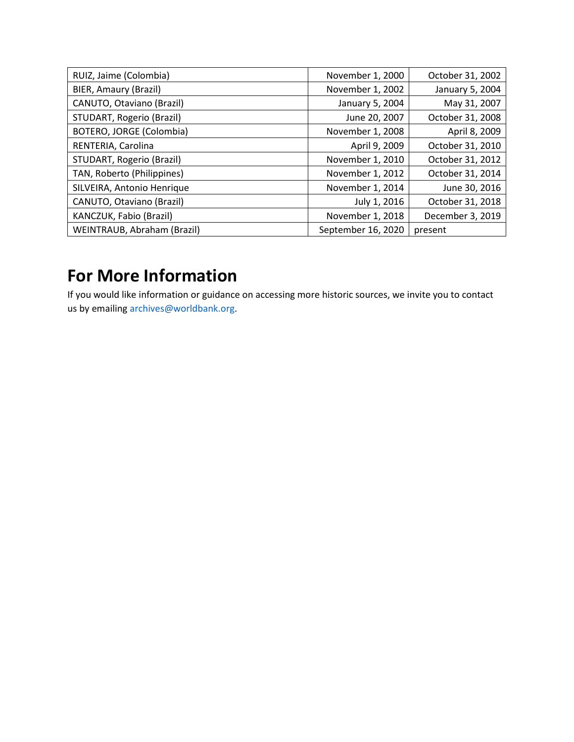| | | |
|---|---|---|
| RUIZ, Jaime (Colombia) | November 1, 2000 | October 31, 2002 |
| BIER, Amaury (Brazil) | November 1, 2002 | January 5, 2004 |
| CANUTO, Otaviano (Brazil) | January 5, 2004 | May 31, 2007 |
| STUDART, Rogerio (Brazil) | June 20, 2007 | October 31, 2008 |
| BOTERO, JORGE (Colombia) | November 1, 2008 | April 8, 2009 |
| RENTERIA, Carolina | April 9, 2009 | October 31, 2010 |
| STUDART, Rogerio (Brazil) | November 1, 2010 | October 31, 2012 |
| TAN, Roberto (Philippines) | November 1, 2012 | October 31, 2014 |
| SILVEIRA, Antonio Henrique | November 1, 2014 | June 30, 2016 |
| CANUTO, Otaviano (Brazil) | July 1, 2016 | October 31, 2018 |
| KANCZUK, Fabio (Brazil) | November 1, 2018 | December 3, 2019 |
| WEINTRAUB, Abraham (Brazil) | September 16, 2020 | present |

# For More Information

If you would like information or guidance on accessing more historic sources, we invite you to contact us by emailing archives@worldbank.org.